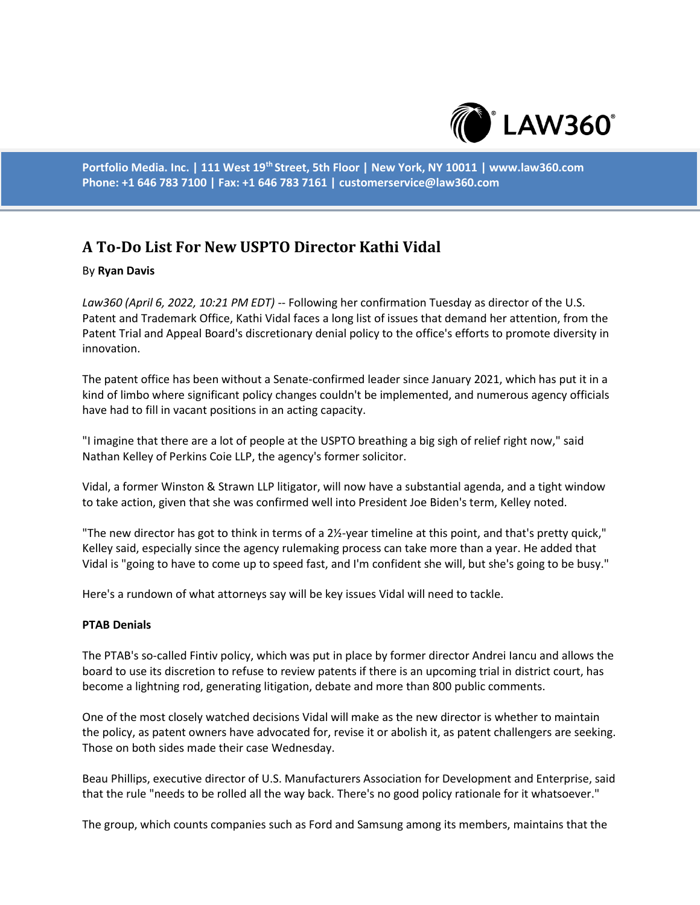# A To-Do List For New USPTO Director Kathi Vidal

By **Ryan Davis**

*Law360 (April 6, 2022, 10:21 PM EDT)* -- Following her confirmation Tuesday as director of the U.S. Patent and Trademark Office, Kathi Vidal faces a long list of issues that demand her attention, from the Patent Trial and Appeal Board's discretionary denial policy to the office's efforts to promote diversity in innovation.

The patent office has been without a Senate-confirmed leader since January 2021, which has put it in a kind of limbo where significant policy changes couldn't be implemented, and numerous agency officials have had to fill in vacant positions in an acting capacity.

"I imagine that there are a lot of people at the USPTO breathing a big sigh of relief right now," said Nathan Kelley of Perkins Coie LLP, the agency's former solicitor.

Vidal, a former Winston & Strawn LLP litigator, will now have a substantial agenda, and a tight window to take action, given that she was confirmed well into President Joe Biden's term, Kelley noted.

"The new director has got to think in terms of a 2½-year timeline at this point, and that's pretty quick," Kelley said, especially since the agency rulemaking process can take more than a year. He added that Vidal is "going to have to come up to speed fast, and I'm confident she will, but she's going to be busy."

Here's a rundown of what attorneys say will be key issues Vidal will need to tackle.

**PTAB Denials**

The PTAB's so-called Fintiv policy, which was put in place by former director Andrei Iancu and allows the board to use its discretion to refuse to review patents if there is an upcoming trial in district court, has become a lightning rod, generating litigation, debate and more than 800 public comments.

One of the most closely watched decisions Vidal will make as the new director is whether to maintain the policy, as patent owners have advocated for, revise it or abolish it, as patent challengers are seeking. Those on both sides made their case Wednesday.

Beau Phillips, executive director of U.S. Manufacturers Association for Development and Enterprise, said that the rule "needs to be rolled all the way back. There's no good policy rationale for it whatsoever."

The group, which counts companies such as Ford and Samsung among its members, maintains that the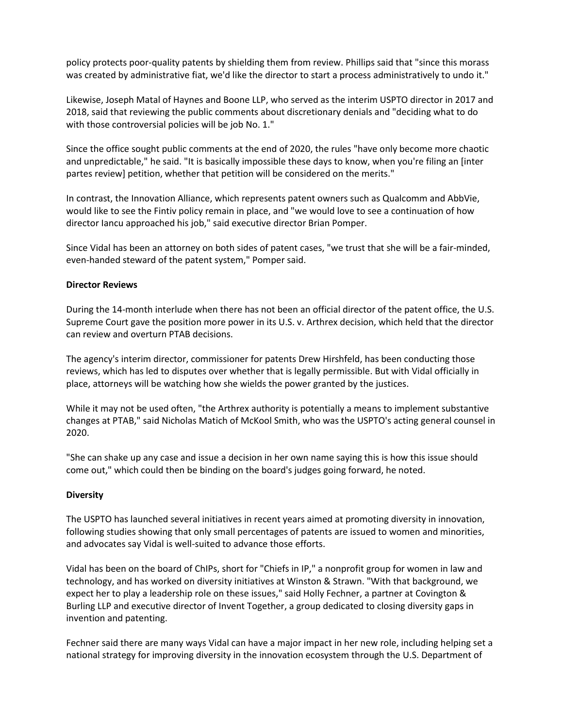policy protects poor-quality patents by shielding them from review. Phillips said that "since this morass was created by administrative fiat, we'd like the director to start a process administratively to undo it."

Likewise, Joseph Matal of Haynes and Boone LLP, who served as the interim USPTO director in 2017 and 2018, said that reviewing the public comments about discretionary denials and "deciding what to do with those controversial policies will be job No. 1."

Since the office sought public comments at the end of 2020, the rules "have only become more chaotic and unpredictable," he said. "It is basically impossible these days to know, when you're filing an [inter partes review] petition, whether that petition will be considered on the merits."

In contrast, the Innovation Alliance, which represents patent owners such as Qualcomm and AbbVie, would like to see the Fintiv policy remain in place, and "we would love to see a continuation of how director Iancu approached his job," said executive director Brian Pomper.

Since Vidal has been an attorney on both sides of patent cases, "we trust that she will be a fair-minded, even-handed steward of the patent system," Pomper said.

**Director Reviews**

During the 14-month interlude when there has not been an official director of the patent office, the U.S. Supreme Court gave the position more power in its U.S. v. Arthrex decision, which held that the director can review and overturn PTAB decisions.

The agency's interim director, commissioner for patents Drew Hirshfeld, has been conducting those reviews, which has led to disputes over whether that is legally permissible. But with Vidal officially in place, attorneys will be watching how she wields the power granted by the justices.

While it may not be used often, "the Arthrex authority is potentially a means to implement substantive changes at PTAB," said Nicholas Matich of McKool Smith, who was the USPTO's acting general counsel in 2020.

"She can shake up any case and issue a decision in her own name saying this is how this issue should come out," which could then be binding on the board's judges going forward, he noted.

**Diversity**

The USPTO has launched several initiatives in recent years aimed at promoting diversity in innovation, following studies showing that only small percentages of patents are issued to women and minorities, and advocates say Vidal is well-suited to advance those efforts.

Vidal has been on the board of ChIPs, short for "Chiefs in IP," a nonprofit group for women in law and technology, and has worked on diversity initiatives at Winston & Strawn. "With that background, we expect her to play a leadership role on these issues," said Holly Fechner, a partner at Covington & Burling LLP and executive director of Invent Together, a group dedicated to closing diversity gaps in invention and patenting.

Fechner said there are many ways Vidal can have a major impact in her new role, including helping set a national strategy for improving diversity in the innovation ecosystem through the U.S. Department of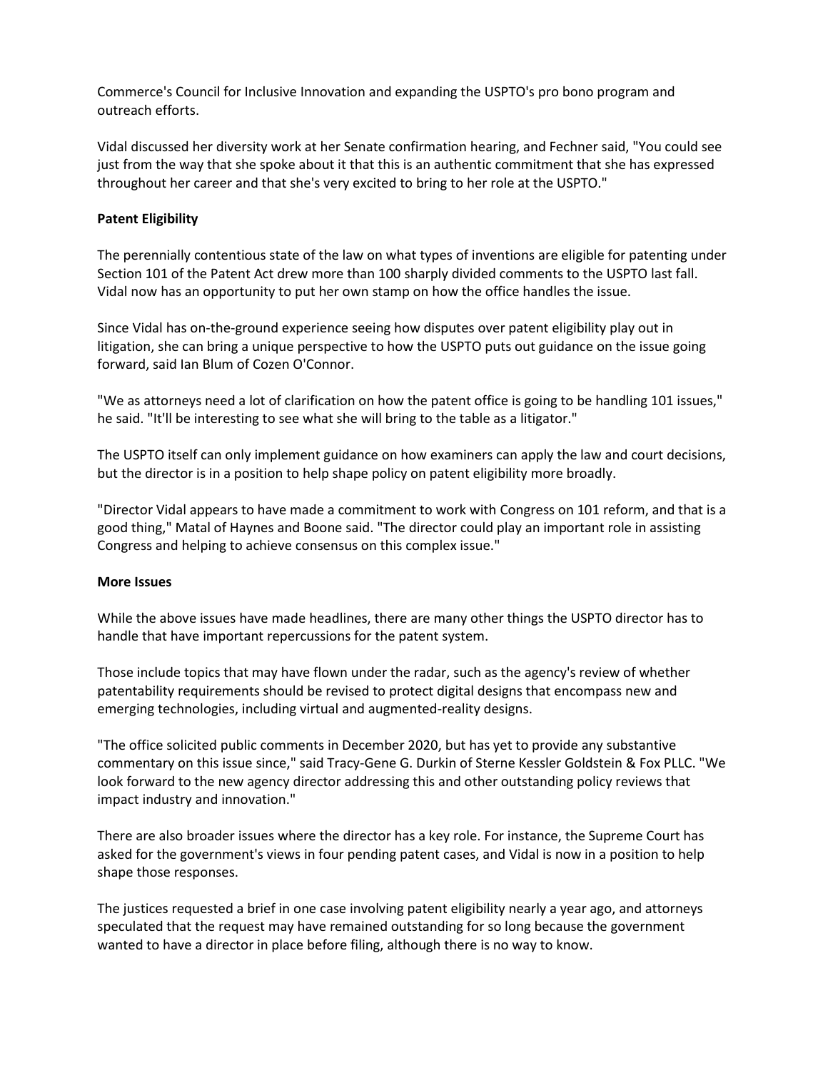Commerce's Council for Inclusive Innovation and expanding the USPTO's pro bono program and outreach efforts.

Vidal discussed her diversity work at her Senate confirmation hearing, and Fechner said, "You could see just from the way that she spoke about it that this is an authentic commitment that she has expressed throughout her career and that she's very excited to bring to her role at the USPTO."

**Patent Eligibility**

The perennially contentious state of the law on what types of inventions are eligible for patenting under Section 101 of the Patent Act drew more than 100 sharply divided comments to the USPTO last fall. Vidal now has an opportunity to put her own stamp on how the office handles the issue.

Since Vidal has on-the-ground experience seeing how disputes over patent eligibility play out in litigation, she can bring a unique perspective to how the USPTO puts out guidance on the issue going forward, said Ian Blum of Cozen O'Connor.

"We as attorneys need a lot of clarification on how the patent office is going to be handling 101 issues," he said. "It'll be interesting to see what she will bring to the table as a litigator."

The USPTO itself can only implement guidance on how examiners can apply the law and court decisions, but the director is in a position to help shape policy on patent eligibility more broadly.

"Director Vidal appears to have made a commitment to work with Congress on 101 reform, and that is a good thing," Matal of Haynes and Boone said. "The director could play an important role in assisting Congress and helping to achieve consensus on this complex issue."

**More Issues**

While the above issues have made headlines, there are many other things the USPTO director has to handle that have important repercussions for the patent system.

Those include topics that may have flown under the radar, such as the agency's review of whether patentability requirements should be revised to protect digital designs that encompass new and emerging technologies, including virtual and augmented-reality designs.

"The office solicited public comments in December 2020, but has yet to provide any substantive commentary on this issue since," said Tracy-Gene G. Durkin of Sterne Kessler Goldstein & Fox PLLC. "We look forward to the new agency director addressing this and other outstanding policy reviews that impact industry and innovation."

There are also broader issues where the director has a key role. For instance, the Supreme Court has asked for the government's views in four pending patent cases, and Vidal is now in a position to help shape those responses.

The justices requested a brief in one case involving patent eligibility nearly a year ago, and attorneys speculated that the request may have remained outstanding for so long because the government wanted to have a director in place before filing, although there is no way to know.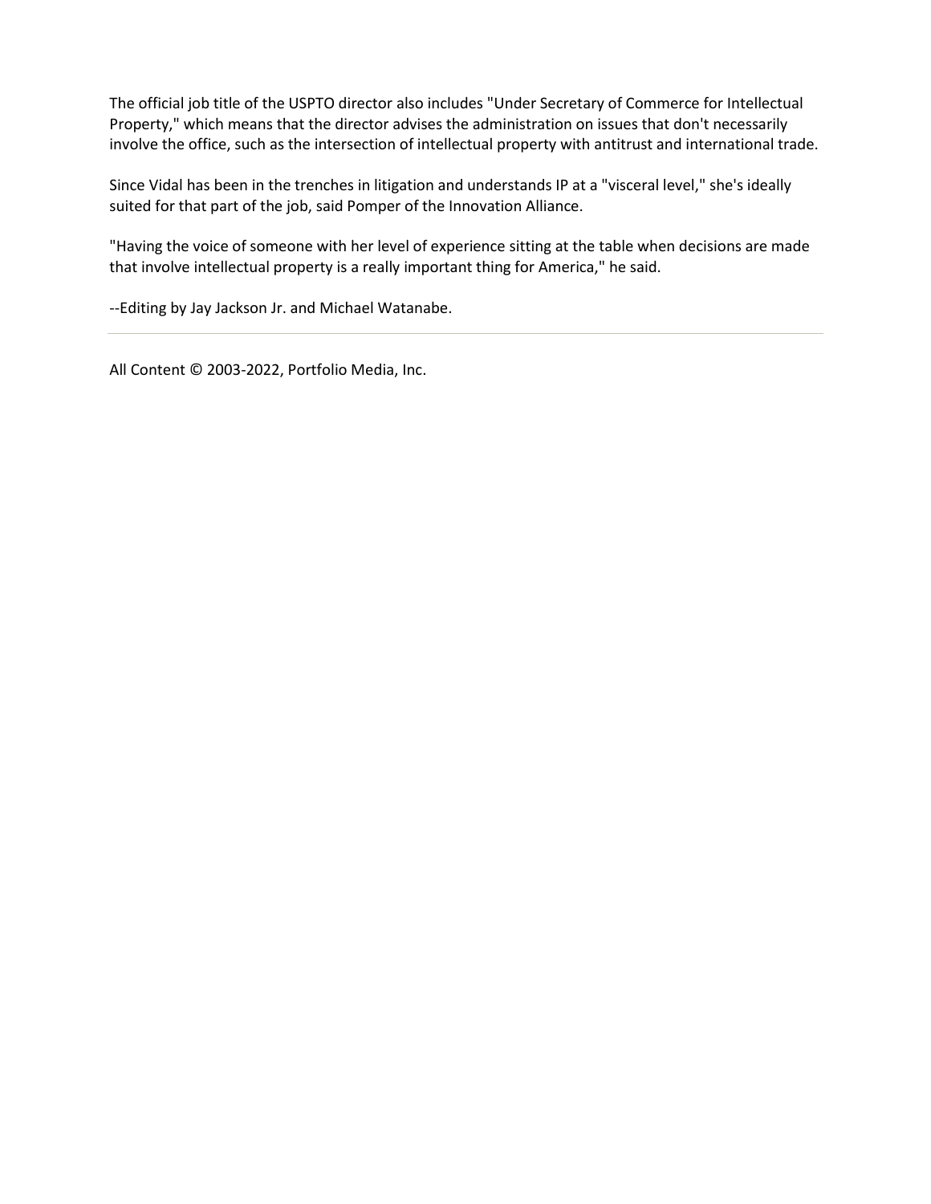The official job title of the USPTO director also includes "Under Secretary of Commerce for Intellectual Property," which means that the director advises the administration on issues that don't necessarily involve the office, such as the intersection of intellectual property with antitrust and international trade.

Since Vidal has been in the trenches in litigation and understands IP at a "visceral level," she's ideally suited for that part of the job, said Pomper of the Innovation Alliance.

"Having the voice of someone with her level of experience sitting at the table when decisions are made that involve intellectual property is a really important thing for America," he said.

--Editing by Jay Jackson Jr. and Michael Watanabe.

---

All Content © 2003-2022, Portfolio Media, Inc.